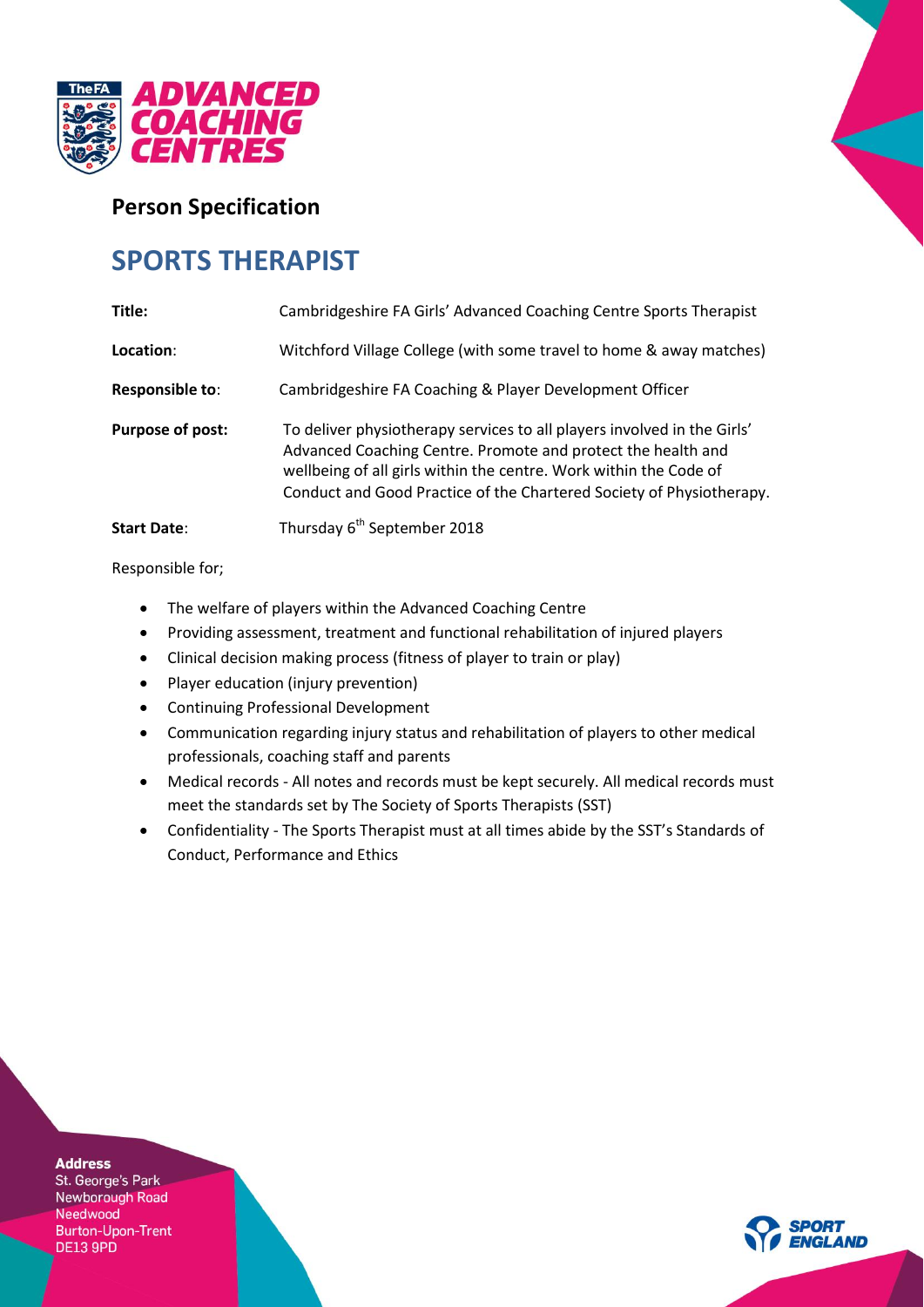## Person Specification

# SPORTS THERAPIST

**Title:** Cambridgeshire FA Girls' Advanced Coaching Centre Sports Therapist

**Location:** Witchford Village College (with some travel to home & away matches)

**Responsible to:** Cambridgeshire FA Coaching & Player Development Officer

**Purpose of post:** To deliver physiotherapy services to all players involved in the Girls' Advanced Coaching Centre. Promote and protect the health and wellbeing of all girls within the centre. Work within the Code of Conduct and Good Practice of the Chartered Society of Physiotherapy.

**Start Date:** Thursday 6th September 2018

Responsible for;

- The welfare of players within the Advanced Coaching Centre
- Providing assessment, treatment and functional rehabilitation of injured players
- Clinical decision making process (fitness of player to train or play)
- Player education (injury prevention)
- Continuing Professional Development
- Communication regarding injury status and rehabilitation of players to other medical professionals, coaching staff and parents
- Medical records - All notes and records must be kept securely. All medical records must meet the standards set by The Society of Sports Therapists (SST)
- Confidentiality - The Sports Therapist must at all times abide by the SST's Standards of Conduct, Performance and Ethics

**Address**
St. George's Park
Newborough Road
Needwood
Burton-Upon-Trent
DE13 9PD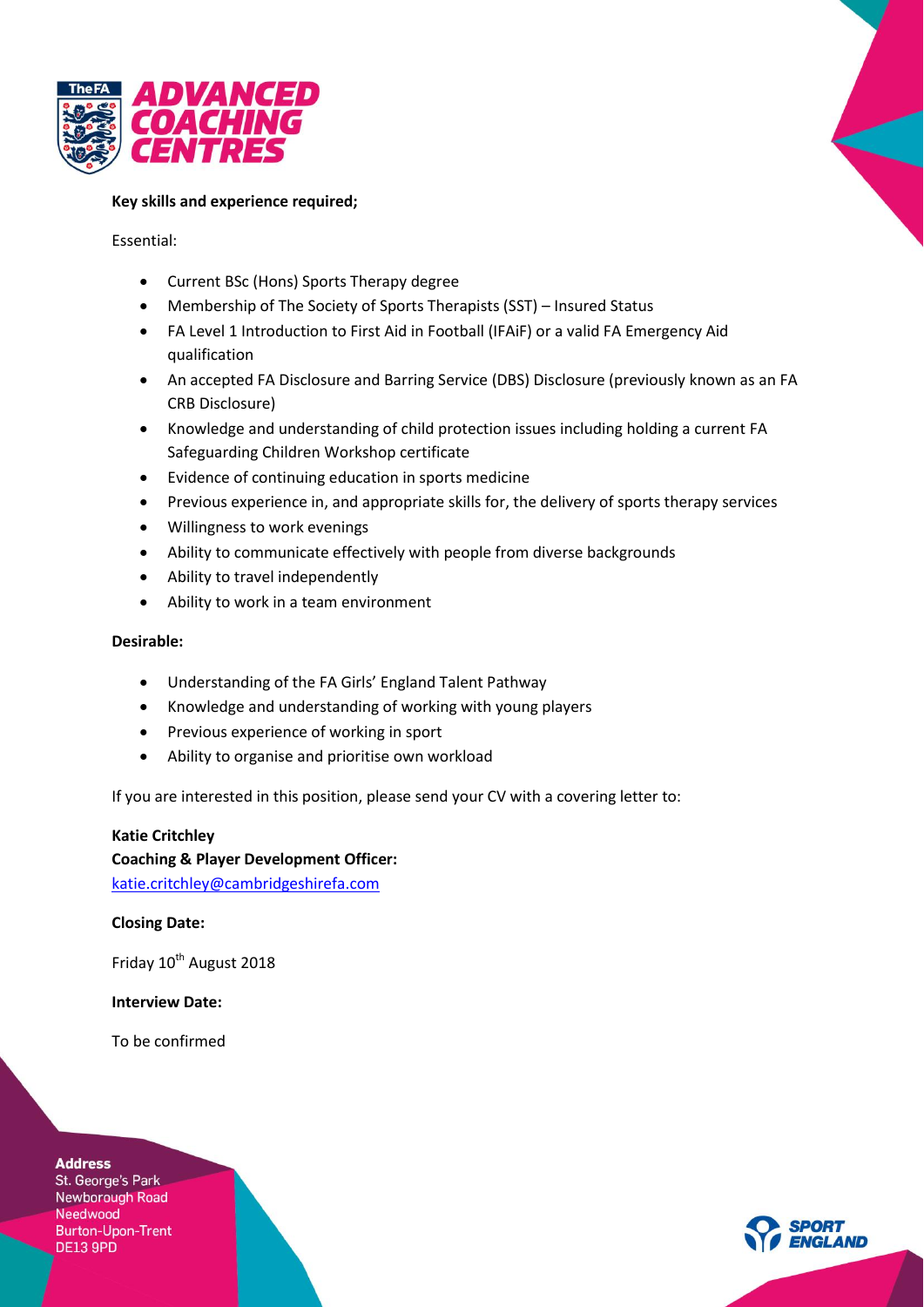**Key skills and experience required;**

Essential:

- Current BSc (Hons) Sports Therapy degree
- Membership of The Society of Sports Therapists (SST) – Insured Status
- FA Level 1 Introduction to First Aid in Football (IFAiF) or a valid FA Emergency Aid qualification
- An accepted FA Disclosure and Barring Service (DBS) Disclosure (previously known as an FA CRB Disclosure)
- Knowledge and understanding of child protection issues including holding a current FA Safeguarding Children Workshop certificate
- Evidence of continuing education in sports medicine
- Previous experience in, and appropriate skills for, the delivery of sports therapy services
- Willingness to work evenings
- Ability to communicate effectively with people from diverse backgrounds
- Ability to travel independently
- Ability to work in a team environment

**Desirable:**

- Understanding of the FA Girls' England Talent Pathway
- Knowledge and understanding of working with young players
- Previous experience of working in sport
- Ability to organise and prioritise own workload

If you are interested in this position, please send your CV with a covering letter to:

**Katie Critchley**
**Coaching & Player Development Officer:**
katie.critchley@cambridgeshirefa.com

**Closing Date:**

Friday 10th August 2018

**Interview Date:**

To be confirmed

**Address**
St. George's Park
Newborough Road
Needwood
Burton-Upon-Trent
DE13 9PD